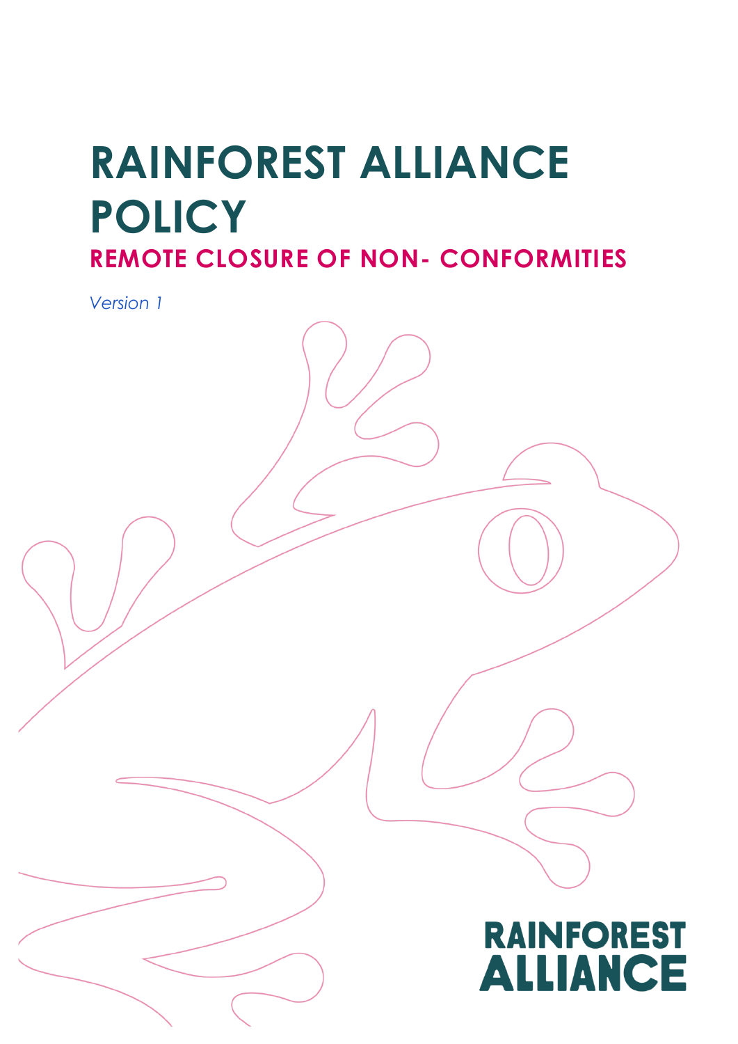# RAINFOREST ALLIANCE POLICY

## REMOTE CLOSURE OF NON- CONFORMITIES

*Version 1*

RAINFOREST ALLIANCE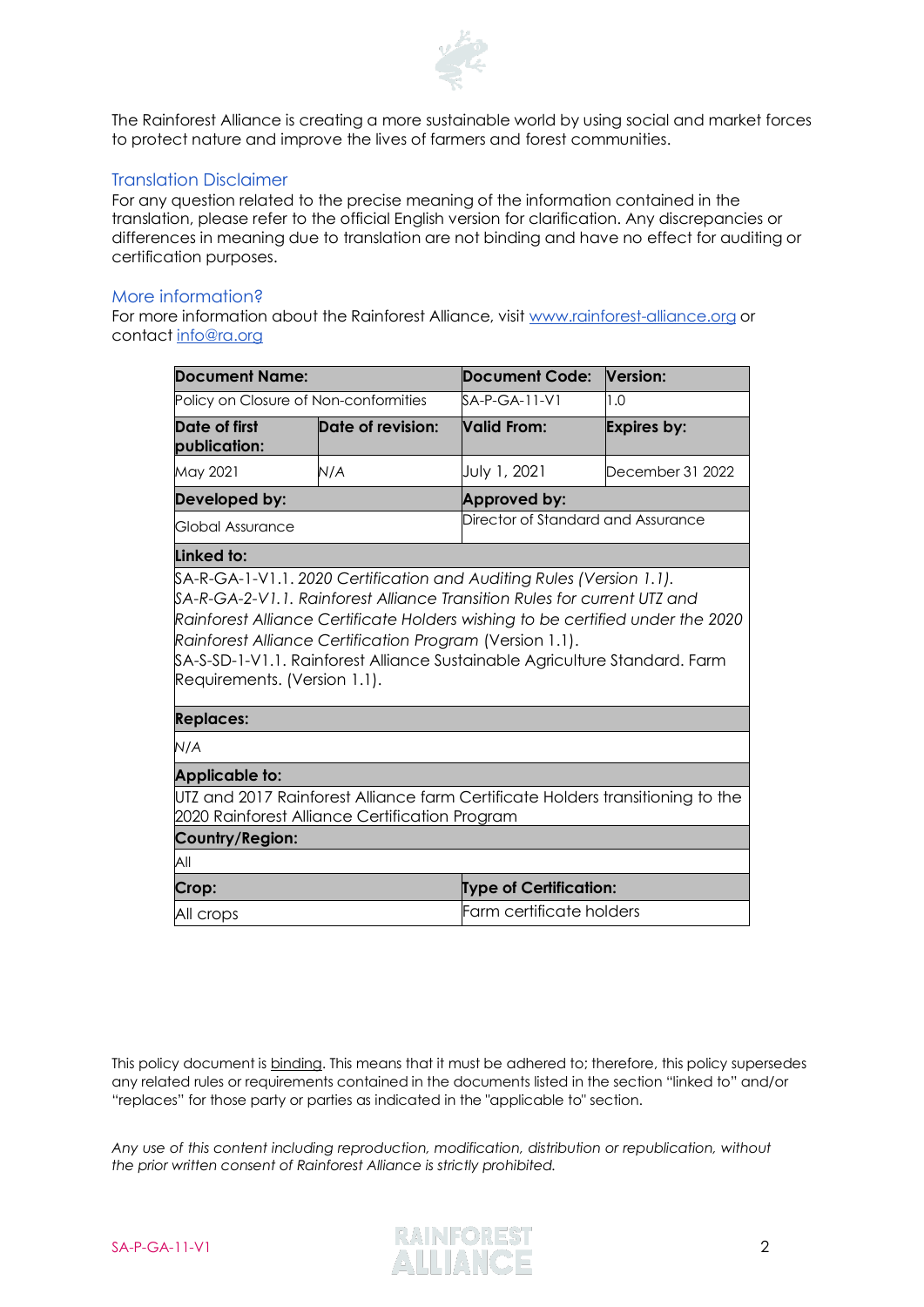The Rainforest Alliance is creating a more sustainable world by using social and market forces to protect nature and improve the lives of farmers and forest communities.

## Translation Disclaimer

For any question related to the precise meaning of the information contained in the translation, please refer to the official English version for clarification. Any discrepancies or differences in meaning due to translation are not binding and have no effect for auditing or certification purposes.

## More information?

For more information about the Rainforest Alliance, visit www.rainforest-alliance.org or contact info@ra.org

| **Document Name:** | | **Document Code:** | **Version:** |
|---|---|---|---|
| Policy on Closure of Non-conformities | | SA-P-GA-11-V1 | 1.0 |
| **Date of first publication:** | **Date of revision:** | **Valid From:** | **Expires by:** |
| May 2021 | N/A | July 1, 2021 | December 31 2022 |
| **Developed by:** | | **Approved by:** | |
| Global Assurance | | Director of Standard and Assurance | |
| **Linked to:** | | | |
| SA-R-GA-1-V1.1. *2020 Certification and Auditing Rules (Version 1.1).*<br>SA-R-GA-2-V1.1. *Rainforest Alliance Transition Rules for current UTZ and Rainforest Alliance Certificate Holders wishing to be certified under the 2020 Rainforest Alliance Certification Program* (Version 1.1).<br>SA-S-SD-1-V1.1. Rainforest Alliance Sustainable Agriculture Standard. Farm Requirements. (Version 1.1). | | | |
| **Replaces:** | | | |
| *N/A* | | | |
| **Applicable to:** | | | |
| UTZ and 2017 Rainforest Alliance farm Certificate Holders transitioning to the 2020 Rainforest Alliance Certification Program | | | |
| **Country/Region:** | | | |
| All | | | |
| **Crop:** | | **Type of Certification:** | |
| All crops | | Farm certificate holders | |

This policy document is binding. This means that it must be adhered to; therefore, this policy supersedes any related rules or requirements contained in the documents listed in the section "linked to" and/or "replaces" for those party or parties as indicated in the "applicable to" section.

*Any use of this content including reproduction, modification, distribution or republication, without the prior written consent of Rainforest Alliance is strictly prohibited.*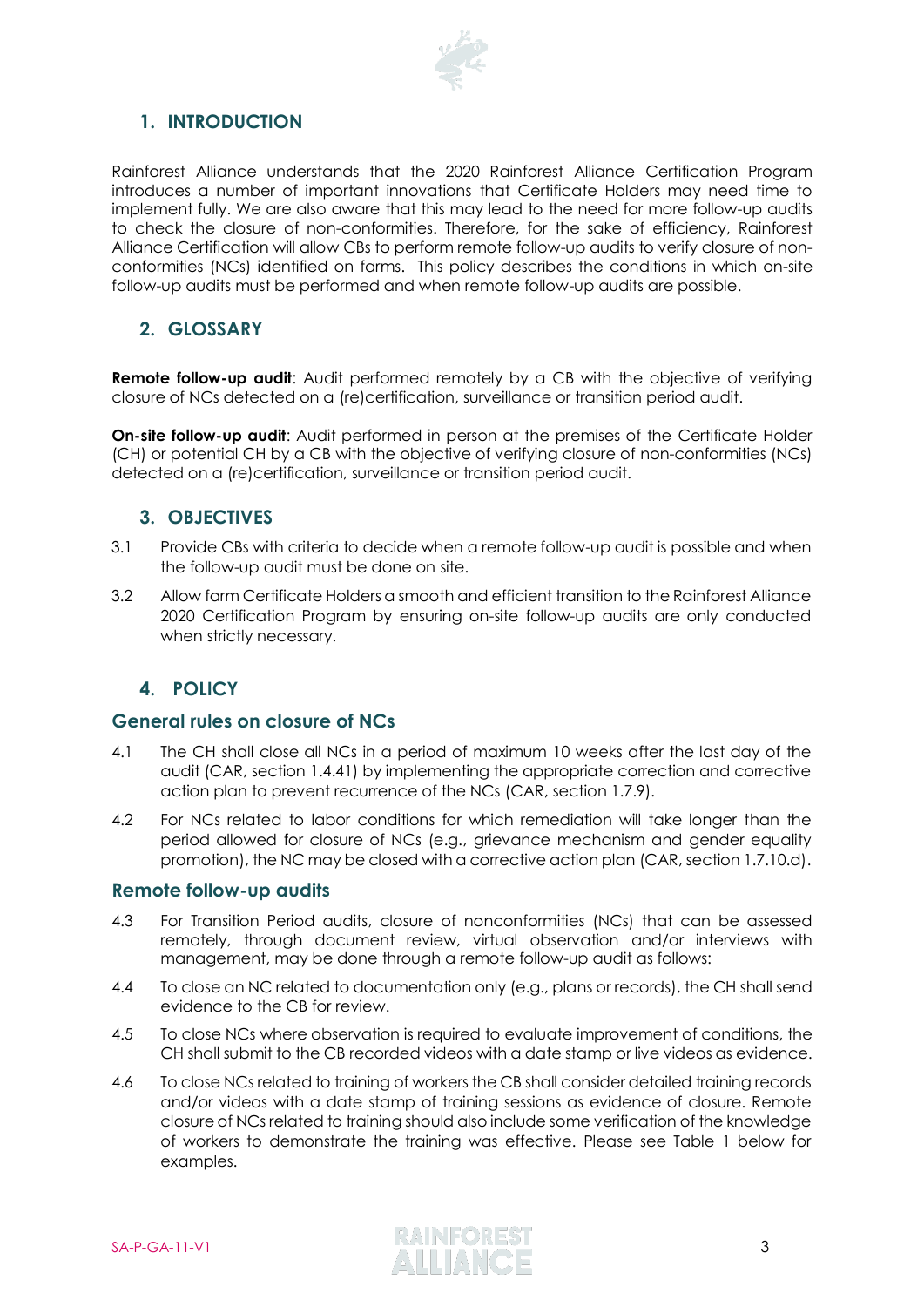## 1. INTRODUCTION

Rainforest Alliance understands that the 2020 Rainforest Alliance Certification Program introduces a number of important innovations that Certificate Holders may need time to implement fully. We are also aware that this may lead to the need for more follow-up audits to check the closure of non-conformities. Therefore, for the sake of efficiency, Rainforest Alliance Certification will allow CBs to perform remote follow-up audits to verify closure of non-conformities (NCs) identified on farms. This policy describes the conditions in which on-site follow-up audits must be performed and when remote follow-up audits are possible.

## 2. GLOSSARY

**Remote follow-up audit**: Audit performed remotely by a CB with the objective of verifying closure of NCs detected on a (re)certification, surveillance or transition period audit.

**On-site follow-up audit**: Audit performed in person at the premises of the Certificate Holder (CH) or potential CH by a CB with the objective of verifying closure of non-conformities (NCs) detected on a (re)certification, surveillance or transition period audit.

## 3. OBJECTIVES

3.1 Provide CBs with criteria to decide when a remote follow-up audit is possible and when the follow-up audit must be done on site.

3.2 Allow farm Certificate Holders a smooth and efficient transition to the Rainforest Alliance 2020 Certification Program by ensuring on-site follow-up audits are only conducted when strictly necessary.

## 4. POLICY

### General rules on closure of NCs

4.1 The CH shall close all NCs in a period of maximum 10 weeks after the last day of the audit (CAR, section 1.4.41) by implementing the appropriate correction and corrective action plan to prevent recurrence of the NCs (CAR, section 1.7.9).

4.2 For NCs related to labor conditions for which remediation will take longer than the period allowed for closure of NCs (e.g., grievance mechanism and gender equality promotion), the NC may be closed with a corrective action plan (CAR, section 1.7.10.d).

### Remote follow-up audits

4.3 For Transition Period audits, closure of nonconformities (NCs) that can be assessed remotely, through document review, virtual observation and/or interviews with management, may be done through a remote follow-up audit as follows:

4.4 To close an NC related to documentation only (e.g., plans or records), the CH shall send evidence to the CB for review.

4.5 To close NCs where observation is required to evaluate improvement of conditions, the CH shall submit to the CB recorded videos with a date stamp or live videos as evidence.

4.6 To close NCs related to training of workers the CB shall consider detailed training records and/or videos with a date stamp of training sessions as evidence of closure. Remote closure of NCs related to training should also include some verification of the knowledge of workers to demonstrate the training was effective. Please see Table 1 below for examples.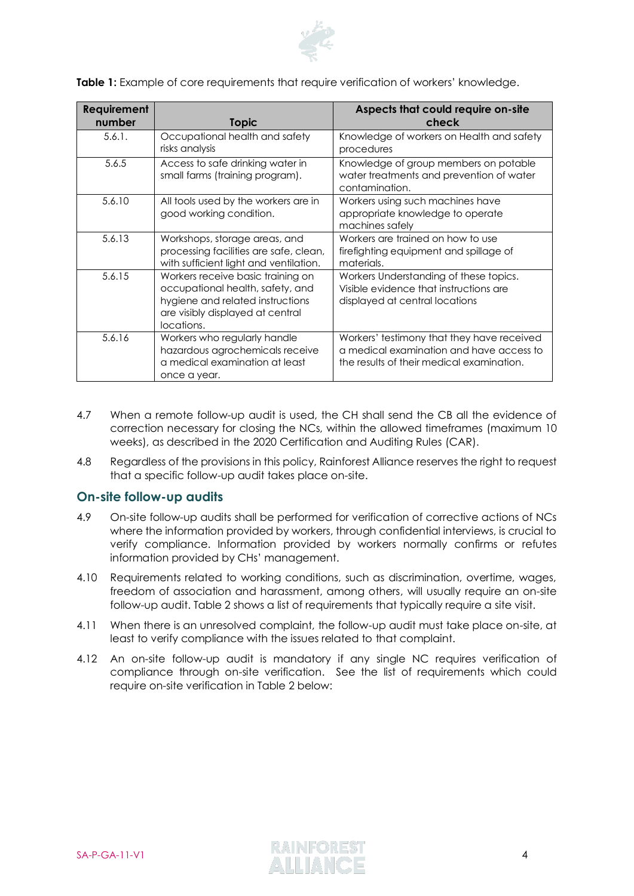**Table 1:** Example of core requirements that require verification of workers' knowledge.

| Requirement number | Topic | Aspects that could require on-site check |
|---|---|---|
| 5.6.1. | Occupational health and safety risks analysis | Knowledge of workers on Health and safety procedures |
| 5.6.5 | Access to safe drinking water in small farms (training program). | Knowledge of group members on potable water treatments and prevention of water contamination. |
| 5.6.10 | All tools used by the workers are in good working condition. | Workers using such machines have appropriate knowledge to operate machines safely |
| 5.6.13 | Workshops, storage areas, and processing facilities are safe, clean, with sufficient light and ventilation. | Workers are trained on how to use firefighting equipment and spillage of materials. |
| 5.6.15 | Workers receive basic training on occupational health, safety, and hygiene and related instructions are visibly displayed at central locations. | Workers Understanding of these topics. Visible evidence that instructions are displayed at central locations |
| 5.6.16 | Workers who regularly handle hazardous agrochemicals receive a medical examination at least once a year. | Workers' testimony that they have received a medical examination and have access to the results of their medical examination. |

4.7 When a remote follow-up audit is used, the CH shall send the CB all the evidence of correction necessary for closing the NCs, within the allowed timeframes (maximum 10 weeks), as described in the 2020 Certification and Auditing Rules (CAR).

4.8 Regardless of the provisions in this policy, Rainforest Alliance reserves the right to request that a specific follow-up audit takes place on-site.

## On-site follow-up audits

4.9 On-site follow-up audits shall be performed for verification of corrective actions of NCs where the information provided by workers, through confidential interviews, is crucial to verify compliance. Information provided by workers normally confirms or refutes information provided by CHs' management.

4.10 Requirements related to working conditions, such as discrimination, overtime, wages, freedom of association and harassment, among others, will usually require an on-site follow-up audit. Table 2 shows a list of requirements that typically require a site visit.

4.11 When there is an unresolved complaint, the follow-up audit must take place on-site, at least to verify compliance with the issues related to that complaint.

4.12 An on-site follow-up audit is mandatory if any single NC requires verification of compliance through on-site verification. See the list of requirements which could require on-site verification in Table 2 below: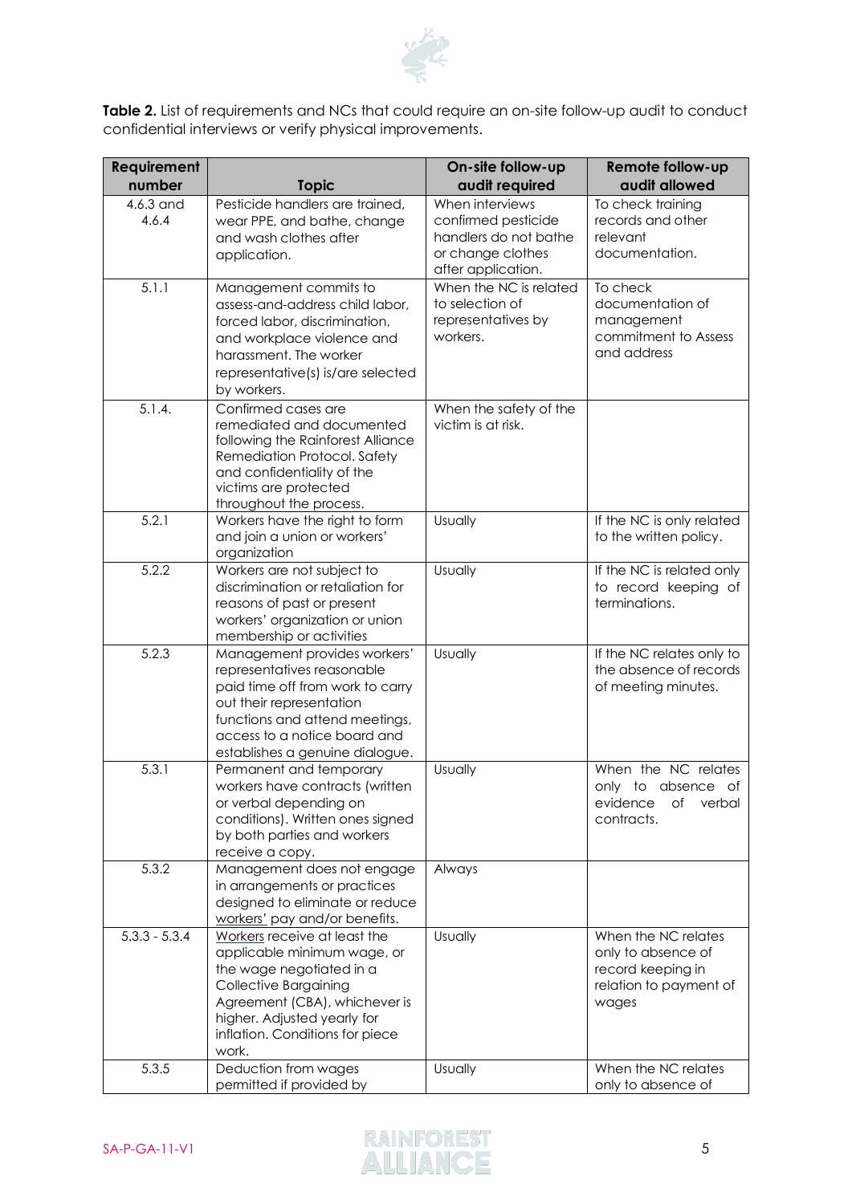**Table 2.** List of requirements and NCs that could require an on-site follow-up audit to conduct confidential interviews or verify physical improvements.

| Requirement number | Topic | On-site follow-up audit required | Remote follow-up audit allowed |
|---|---|---|---|
| 4.6.3 and 4.6.4 | Pesticide handlers are trained, wear PPE, and bathe, change and wash clothes after application. | When interviews confirmed pesticide handlers do not bathe or change clothes after application. | To check training records and other relevant documentation. |
| 5.1.1 | Management commits to assess-and-address child labor, forced labor, discrimination, and workplace violence and harassment. The worker representative(s) is/are selected by workers. | When the NC is related to selection of representatives by workers. | To check documentation of management commitment to Assess and address |
| 5.1.4. | Confirmed cases are remediated and documented following the Rainforest Alliance Remediation Protocol. Safety and confidentiality of the victims are protected throughout the process. | When the safety of the victim is at risk. | |
| 5.2.1 | Workers have the right to form and join a union or workers' organization | Usually | If the NC is only related to the written policy. |
| 5.2.2 | Workers are not subject to discrimination or retaliation for reasons of past or present workers' organization or union membership or activities | Usually | If the NC is related only to record keeping of terminations. |
| 5.2.3 | Management provides workers' representatives reasonable paid time off from work to carry out their representation functions and attend meetings, access to a notice board and establishes a genuine dialogue. | Usually | If the NC relates only to the absence of records of meeting minutes. |
| 5.3.1 | Permanent and temporary workers have contracts (written or verbal depending on conditions). Written ones signed by both parties and workers receive a copy. | Usually | When the NC relates only to absence of evidence of verbal contracts. |
| 5.3.2 | Management does not engage in arrangements or practices designed to eliminate or reduce workers' pay and/or benefits. | Always | |
| 5.3.3 - 5.3.4 | Workers receive at least the applicable minimum wage, or the wage negotiated in a Collective Bargaining Agreement (CBA), whichever is higher. Adjusted yearly for inflation. Conditions for piece work. | Usually | When the NC relates only to absence of record keeping in relation to payment of wages |
| 5.3.5 | Deduction from wages permitted if provided by | Usually | When the NC relates only to absence of |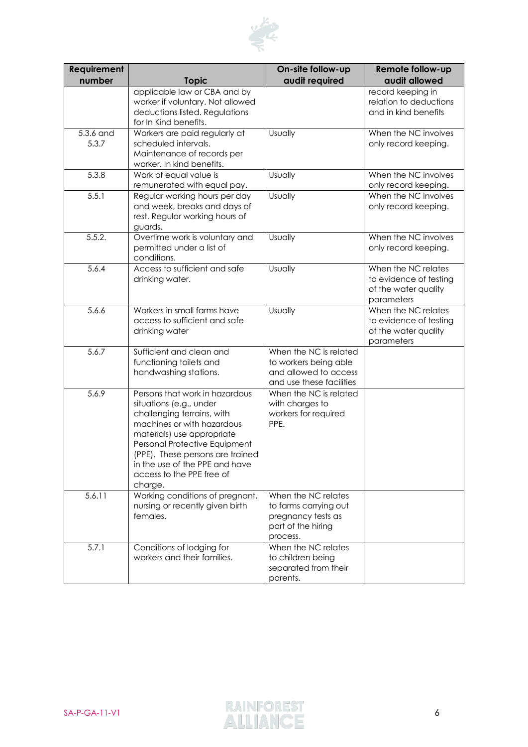| Requirement number | Topic | On-site follow-up audit required | Remote follow-up audit allowed |
|---|---|---|---|
| | applicable law or CBA and by worker if voluntary. Not allowed deductions listed. Regulations for In Kind benefits. | | record keeping in relation to deductions and in kind benefits |
| 5.3.6 and 5.3.7 | Workers are paid regularly at scheduled intervals. Maintenance of records per worker. In kind benefits. | Usually | When the NC involves only record keeping. |
| 5.3.8 | Work of equal value is remunerated with equal pay. | Usually | When the NC involves only record keeping. |
| 5.5.1 | Regular working hours per day and week, breaks and days of rest. Regular working hours of guards. | Usually | When the NC involves only record keeping. |
| 5.5.2. | Overtime work is voluntary and permitted under a list of conditions. | Usually | When the NC involves only record keeping. |
| 5.6.4 | Access to sufficient and safe drinking water. | Usually | When the NC relates to evidence of testing of the water quality parameters |
| 5.6.6 | Workers in small farms have access to sufficient and safe drinking water | Usually | When the NC relates to evidence of testing of the water quality parameters |
| 5.6.7 | Sufficient and clean and functioning toilets and handwashing stations. | When the NC is related to workers being able and allowed to access and use these facilities | |
| 5.6.9 | Persons that work in hazardous situations (e.g., under challenging terrains, with machines or with hazardous materials) use appropriate Personal Protective Equipment (PPE). These persons are trained in the use of the PPE and have access to the PPE free of charge. | When the NC is related with charges to workers for required PPE. | |
| 5.6.11 | Working conditions of pregnant, nursing or recently given birth females. | When the NC relates to farms carrying out pregnancy tests as part of the hiring process. | |
| 5.7.1 | Conditions of lodging for workers and their families. | When the NC relates to children being separated from their parents. | |